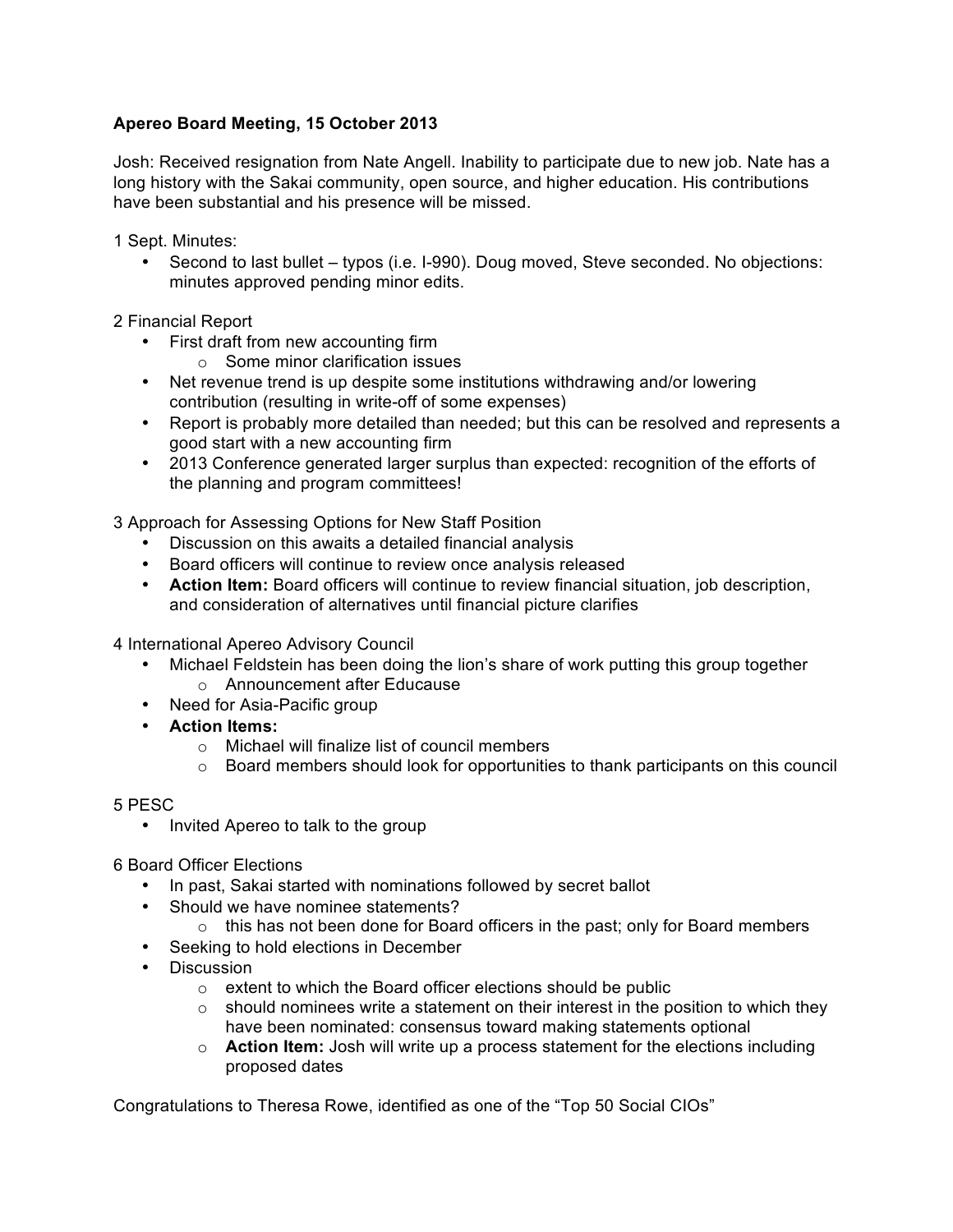**Apereo Board Meeting, 15 October 2013**

Josh: Received resignation from Nate Angell. Inability to participate due to new job. Nate has a long history with the Sakai community, open source, and higher education. His contributions have been substantial and his presence will be missed.

1 Sept. Minutes:

- Second to last bullet – typos (i.e. I-990). Doug moved, Steve seconded. No objections: minutes approved pending minor edits.

2 Financial Report

- First draft from new accounting firm
    - Some minor clarification issues
- Net revenue trend is up despite some institutions withdrawing and/or lowering contribution (resulting in write-off of some expenses)
- Report is probably more detailed than needed; but this can be resolved and represents a good start with a new accounting firm
- 2013 Conference generated larger surplus than expected: recognition of the efforts of the planning and program committees!

3 Approach for Assessing Options for New Staff Position

- Discussion on this awaits a detailed financial analysis
- Board officers will continue to review once analysis released
- **Action Item:** Board officers will continue to review financial situation, job description, and consideration of alternatives until financial picture clarifies

4 International Apereo Advisory Council

- Michael Feldstein has been doing the lion's share of work putting this group together
    - Announcement after Educause
- Need for Asia-Pacific group
- **Action Items:**
    - Michael will finalize list of council members
    - Board members should look for opportunities to thank participants on this council

5 PESC

- Invited Apereo to talk to the group

6 Board Officer Elections

- In past, Sakai started with nominations followed by secret ballot
- Should we have nominee statements?
    - this has not been done for Board officers in the past; only for Board members
- Seeking to hold elections in December
- Discussion
    - extent to which the Board officer elections should be public
    - should nominees write a statement on their interest in the position to which they have been nominated: consensus toward making statements optional
    - **Action Item:** Josh will write up a process statement for the elections including proposed dates

Congratulations to Theresa Rowe, identified as one of the "Top 50 Social CIOs"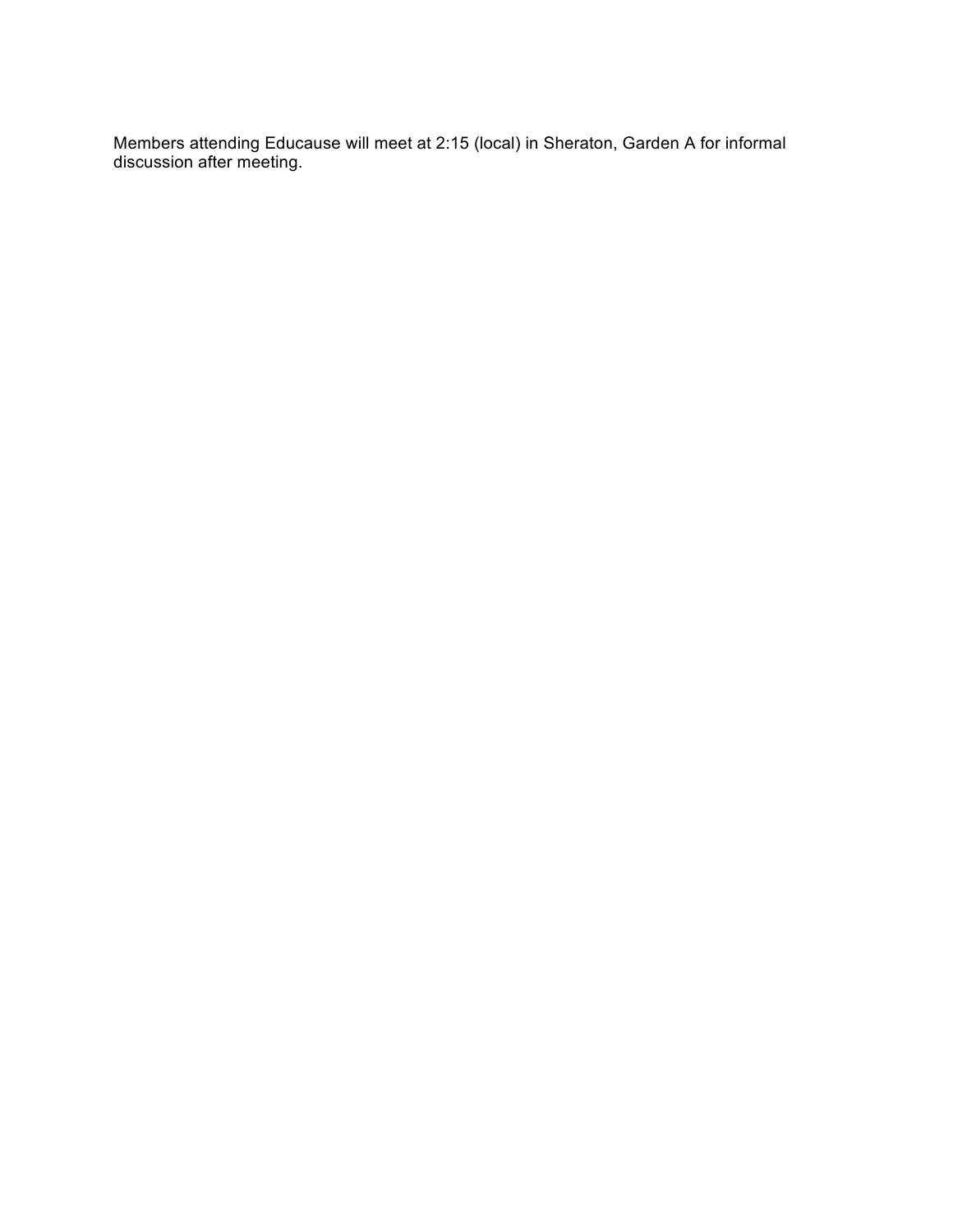Members attending Educause will meet at 2:15 (local) in Sheraton, Garden A for informal discussion after meeting.